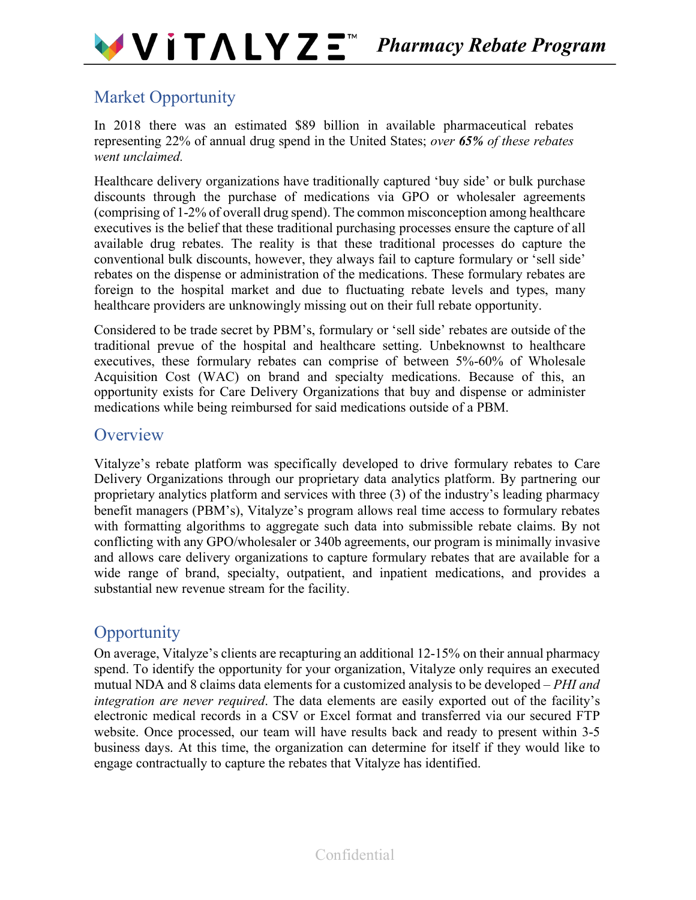## Market Opportunity

In 2018 there was an estimated $89 billion in available pharmaceutical rebates representing 22% of annual drug spend in the United States; *over **65%** of these rebates went unclaimed.*

Healthcare delivery organizations have traditionally captured 'buy side' or bulk purchase discounts through the purchase of medications via GPO or wholesaler agreements (comprising of 1-2% of overall drug spend). The common misconception among healthcare executives is the belief that these traditional purchasing processes ensure the capture of all available drug rebates. The reality is that these traditional processes do capture the conventional bulk discounts, however, they always fail to capture formulary or 'sell side' rebates on the dispense or administration of the medications. These formulary rebates are foreign to the hospital market and due to fluctuating rebate levels and types, many healthcare providers are unknowingly missing out on their full rebate opportunity.

Considered to be trade secret by PBM's, formulary or 'sell side' rebates are outside of the traditional prevue of the hospital and healthcare setting. Unbeknownst to healthcare executives, these formulary rebates can comprise of between 5%-60% of Wholesale Acquisition Cost (WAC) on brand and specialty medications. Because of this, an opportunity exists for Care Delivery Organizations that buy and dispense or administer medications while being reimbursed for said medications outside of a PBM.

## Overview

Vitalyze's rebate platform was specifically developed to drive formulary rebates to Care Delivery Organizations through our proprietary data analytics platform. By partnering our proprietary analytics platform and services with three (3) of the industry's leading pharmacy benefit managers (PBM's), Vitalyze's program allows real time access to formulary rebates with formatting algorithms to aggregate such data into submissible rebate claims. By not conflicting with any GPO/wholesaler or 340b agreements, our program is minimally invasive and allows care delivery organizations to capture formulary rebates that are available for a wide range of brand, specialty, outpatient, and inpatient medications, and provides a substantial new revenue stream for the facility.

## Opportunity

On average, Vitalyze's clients are recapturing an additional 12-15% on their annual pharmacy spend. To identify the opportunity for your organization, Vitalyze only requires an executed mutual NDA and 8 claims data elements for a customized analysis to be developed – *PHI and integration are never required*. The data elements are easily exported out of the facility's electronic medical records in a CSV or Excel format and transferred via our secured FTP website. Once processed, our team will have results back and ready to present within 3-5 business days. At this time, the organization can determine for itself if they would like to engage contractually to capture the rebates that Vitalyze has identified.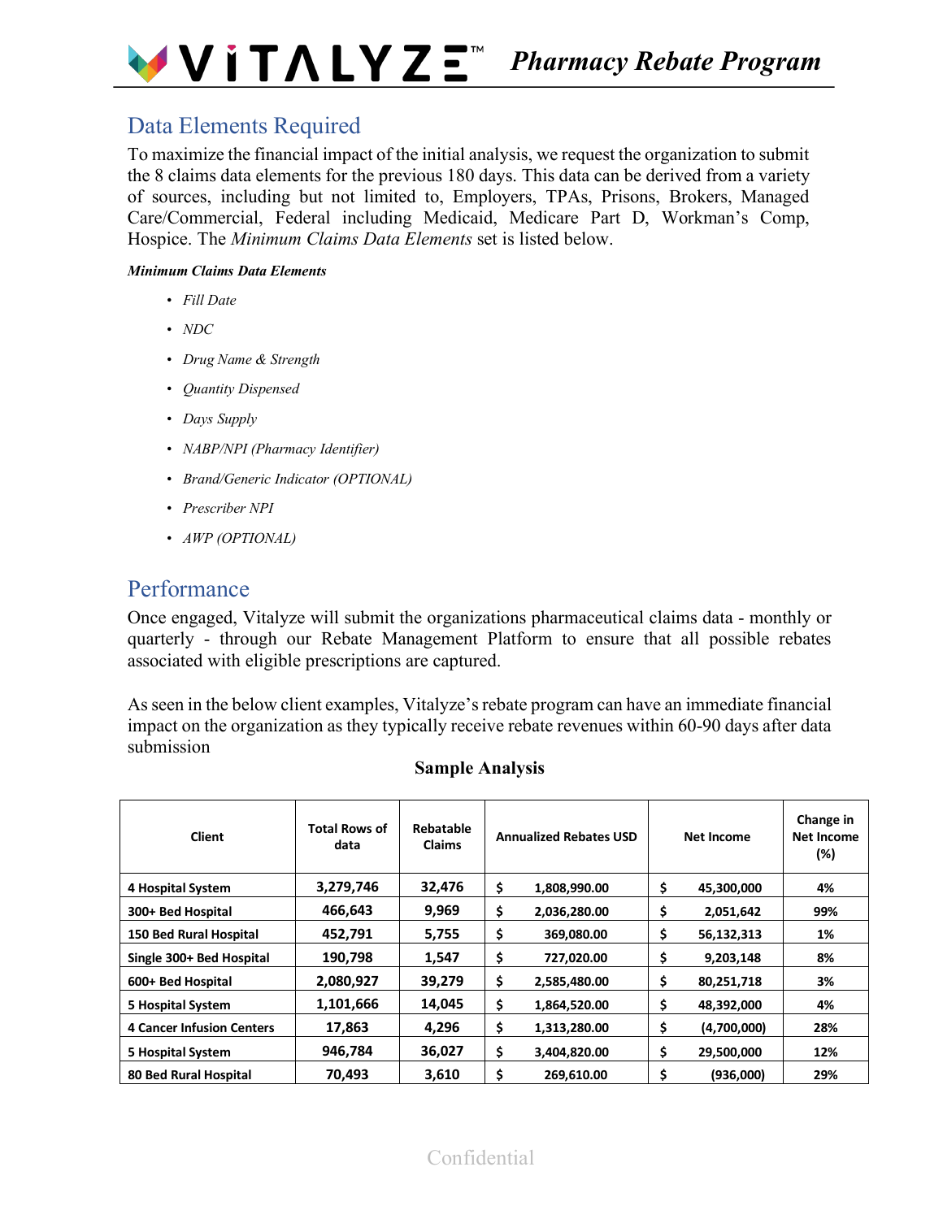## Data Elements Required

To maximize the financial impact of the initial analysis, we request the organization to submit the 8 claims data elements for the previous 180 days. This data can be derived from a variety of sources, including but not limited to, Employers, TPAs, Prisons, Brokers, Managed Care/Commercial, Federal including Medicaid, Medicare Part D, Workman's Comp, Hospice. The *Minimum Claims Data Elements* set is listed below.

***Minimum Claims Data Elements***

- *Fill Date*
- *NDC*
- *Drug Name & Strength*
- *Quantity Dispensed*
- *Days Supply*
- *NABP/NPI (Pharmacy Identifier)*
- *Brand/Generic Indicator (OPTIONAL)*
- *Prescriber NPI*
- *AWP (OPTIONAL)*

## Performance

Once engaged, Vitalyze will submit the organizations pharmaceutical claims data - monthly or quarterly - through our Rebate Management Platform to ensure that all possible rebates associated with eligible prescriptions are captured.

As seen in the below client examples, Vitalyze's rebate program can have an immediate financial impact on the organization as they typically receive rebate revenues within 60-90 days after data submission

**Sample Analysis**

| Client | Total Rows of data | Rebatable Claims | Annualized Rebates USD | Net Income | Change in Net Income (%) |
|---|---|---|---|---|---|
| 4 Hospital System | 3,279,746 | 32,476 | $ 1,808,990.00 | $ 45,300,000 | 4% |
| 300+ Bed Hospital | 466,643 | 9,969 | $ 2,036,280.00 | $ 2,051,642 | 99% |
| 150 Bed Rural Hospital | 452,791 | 5,755 | $ 369,080.00 | $ 56,132,313 | 1% |
| Single 300+ Bed Hospital | 190,798 | 1,547 | $ 727,020.00 | $ 9,203,148 | 8% |
| 600+ Bed Hospital | 2,080,927 | 39,279 | $ 2,585,480.00 | $ 80,251,718 | 3% |
| 5 Hospital System | 1,101,666 | 14,045 | $ 1,864,520.00 | $ 48,392,000 | 4% |
| 4 Cancer Infusion Centers | 17,863 | 4,296 | $ 1,313,280.00 | $ (4,700,000) | 28% |
| 5 Hospital System | 946,784 | 36,027 | $ 3,404,820.00 | $ 29,500,000 | 12% |
| 80 Bed Rural Hospital | 70,493 | 3,610 | $ 269,610.00 | $ (936,000) | 29% |